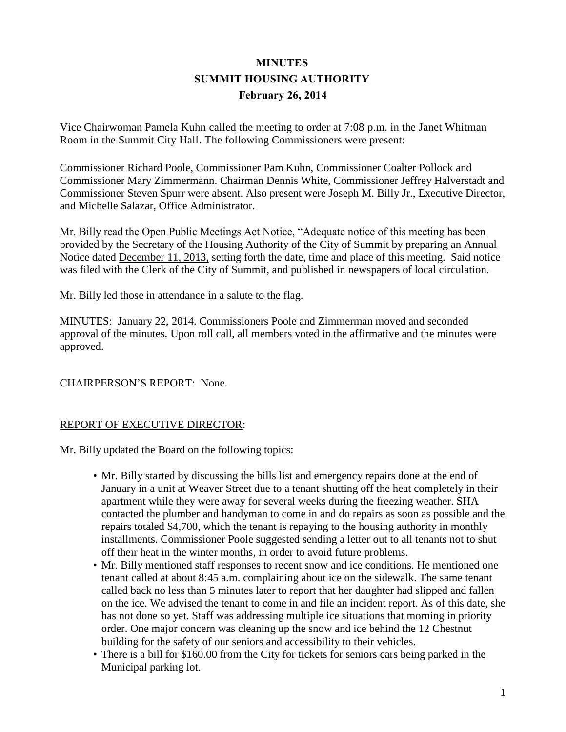# MINUTES
## SUMMIT HOUSING AUTHORITY
### February 26, 2014

Vice Chairwoman Pamela Kuhn called the meeting to order at 7:08 p.m. in the Janet Whitman Room in the Summit City Hall. The following Commissioners were present:

Commissioner Richard Poole, Commissioner Pam Kuhn, Commissioner Coalter Pollock and Commissioner Mary Zimmermann. Chairman Dennis White, Commissioner Jeffrey Halverstadt and Commissioner Steven Spurr were absent. Also present were Joseph M. Billy Jr., Executive Director, and Michelle Salazar, Office Administrator.

Mr. Billy read the Open Public Meetings Act Notice, "Adequate notice of this meeting has been provided by the Secretary of the Housing Authority of the City of Summit by preparing an Annual Notice dated December 11, 2013, setting forth the date, time and place of this meeting. Said notice was filed with the Clerk of the City of Summit, and published in newspapers of local circulation.

Mr. Billy led those in attendance in a salute to the flag.

MINUTES: January 22, 2014. Commissioners Poole and Zimmerman moved and seconded approval of the minutes. Upon roll call, all members voted in the affirmative and the minutes were approved.

CHAIRPERSON'S REPORT: None.

REPORT OF EXECUTIVE DIRECTOR:

Mr. Billy updated the Board on the following topics:

- Mr. Billy started by discussing the bills list and emergency repairs done at the end of January in a unit at Weaver Street due to a tenant shutting off the heat completely in their apartment while they were away for several weeks during the freezing weather. SHA contacted the plumber and handyman to come in and do repairs as soon as possible and the repairs totaled $4,700, which the tenant is repaying to the housing authority in monthly installments. Commissioner Poole suggested sending a letter out to all tenants not to shut off their heat in the winter months, in order to avoid future problems.
- Mr. Billy mentioned staff responses to recent snow and ice conditions. He mentioned one tenant called at about 8:45 a.m. complaining about ice on the sidewalk. The same tenant called back no less than 5 minutes later to report that her daughter had slipped and fallen on the ice. We advised the tenant to come in and file an incident report. As of this date, she has not done so yet. Staff was addressing multiple ice situations that morning in priority order. One major concern was cleaning up the snow and ice behind the 12 Chestnut building for the safety of our seniors and accessibility to their vehicles.
- There is a bill for $160.00 from the City for tickets for seniors cars being parked in the Municipal parking lot.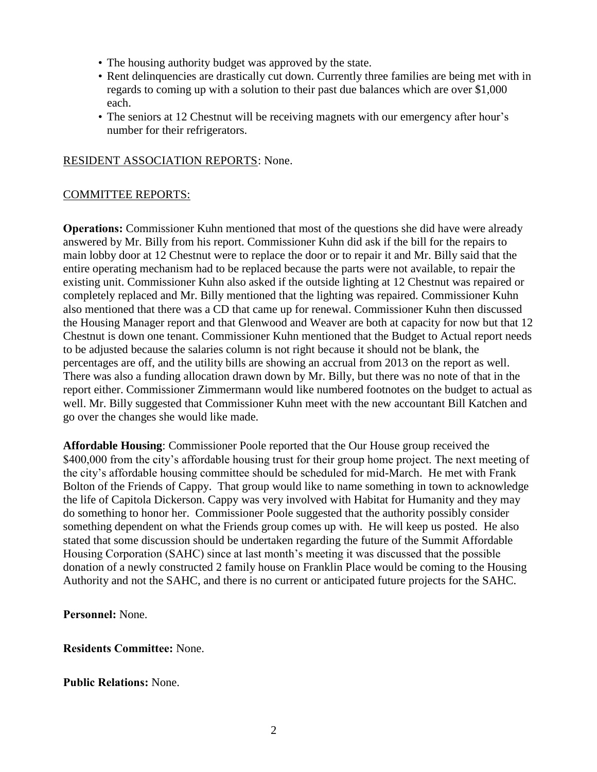- The housing authority budget was approved by the state.
- Rent delinquencies are drastically cut down. Currently three families are being met with in regards to coming up with a solution to their past due balances which are over $1,000 each.
- The seniors at 12 Chestnut will be receiving magnets with our emergency after hour's number for their refrigerators.

<u>RESIDENT ASSOCIATION REPORTS</u>: None.

<u>COMMITTEE REPORTS:</u>

**Operations:** Commissioner Kuhn mentioned that most of the questions she did have were already answered by Mr. Billy from his report. Commissioner Kuhn did ask if the bill for the repairs to main lobby door at 12 Chestnut were to replace the door or to repair it and Mr. Billy said that the entire operating mechanism had to be replaced because the parts were not available, to repair the existing unit. Commissioner Kuhn also asked if the outside lighting at 12 Chestnut was repaired or completely replaced and Mr. Billy mentioned that the lighting was repaired. Commissioner Kuhn also mentioned that there was a CD that came up for renewal. Commissioner Kuhn then discussed the Housing Manager report and that Glenwood and Weaver are both at capacity for now but that 12 Chestnut is down one tenant. Commissioner Kuhn mentioned that the Budget to Actual report needs to be adjusted because the salaries column is not right because it should not be blank, the percentages are off, and the utility bills are showing an accrual from 2013 on the report as well. There was also a funding allocation drawn down by Mr. Billy, but there was no note of that in the report either. Commissioner Zimmermann would like numbered footnotes on the budget to actual as well. Mr. Billy suggested that Commissioner Kuhn meet with the new accountant Bill Katchen and go over the changes she would like made.

**Affordable Housing**: Commissioner Poole reported that the Our House group received the $400,000 from the city's affordable housing trust for their group home project. The next meeting of the city's affordable housing committee should be scheduled for mid-March. He met with Frank Bolton of the Friends of Cappy. That group would like to name something in town to acknowledge the life of Capitola Dickerson. Cappy was very involved with Habitat for Humanity and they may do something to honor her. Commissioner Poole suggested that the authority possibly consider something dependent on what the Friends group comes up with. He will keep us posted. He also stated that some discussion should be undertaken regarding the future of the Summit Affordable Housing Corporation (SAHC) since at last month's meeting it was discussed that the possible donation of a newly constructed 2 family house on Franklin Place would be coming to the Housing Authority and not the SAHC, and there is no current or anticipated future projects for the SAHC.

**Personnel:** None.

**Residents Committee:** None.

**Public Relations:** None.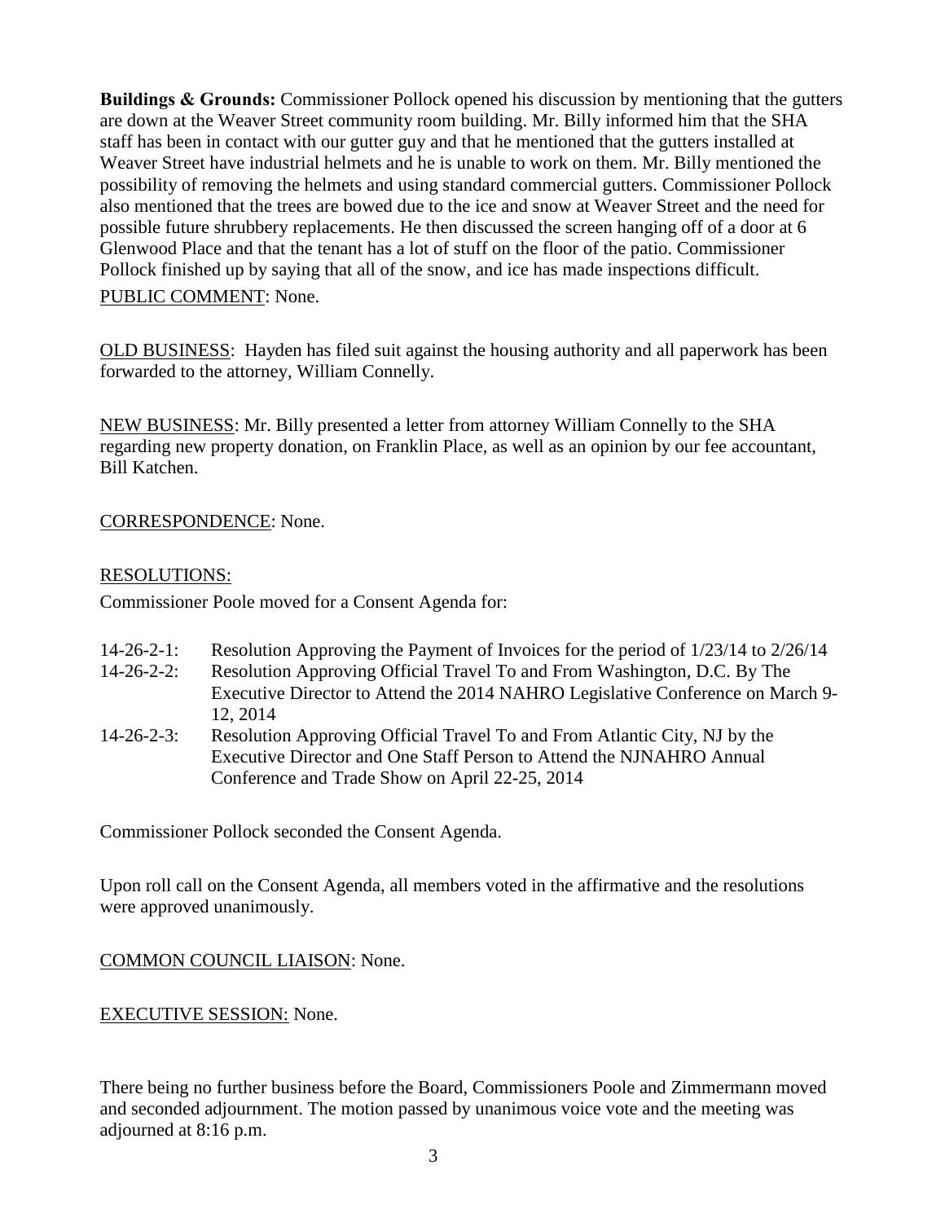**Buildings & Grounds:** Commissioner Pollock opened his discussion by mentioning that the gutters are down at the Weaver Street community room building. Mr. Billy informed him that the SHA staff has been in contact with our gutter guy and that he mentioned that the gutters installed at Weaver Street have industrial helmets and he is unable to work on them. Mr. Billy mentioned the possibility of removing the helmets and using standard commercial gutters. Commissioner Pollock also mentioned that the trees are bowed due to the ice and snow at Weaver Street and the need for possible future shrubbery replacements. He then discussed the screen hanging off of a door at 6 Glenwood Place and that the tenant has a lot of stuff on the floor of the patio. Commissioner Pollock finished up by saying that all of the snow, and ice has made inspections difficult.

PUBLIC COMMENT: None.

OLD BUSINESS: Hayden has filed suit against the housing authority and all paperwork has been forwarded to the attorney, William Connelly.

NEW BUSINESS: Mr. Billy presented a letter from attorney William Connelly to the SHA regarding new property donation, on Franklin Place, as well as an opinion by our fee accountant, Bill Katchen.

CORRESPONDENCE: None.

RESOLUTIONS:

Commissioner Poole moved for a Consent Agenda for:

- 14-26-2-1: Resolution Approving the Payment of Invoices for the period of 1/23/14 to 2/26/14
- 14-26-2-2: Resolution Approving Official Travel To and From Washington, D.C. By The Executive Director to Attend the 2014 NAHRO Legislative Conference on March 9-12, 2014
- 14-26-2-3: Resolution Approving Official Travel To and From Atlantic City, NJ by the Executive Director and One Staff Person to Attend the NJNAHRO Annual Conference and Trade Show on April 22-25, 2014

Commissioner Pollock seconded the Consent Agenda.

Upon roll call on the Consent Agenda, all members voted in the affirmative and the resolutions were approved unanimously.

COMMON COUNCIL LIAISON: None.

EXECUTIVE SESSION: None.

There being no further business before the Board, Commissioners Poole and Zimmermann moved and seconded adjournment. The motion passed by unanimous voice vote and the meeting was adjourned at 8:16 p.m.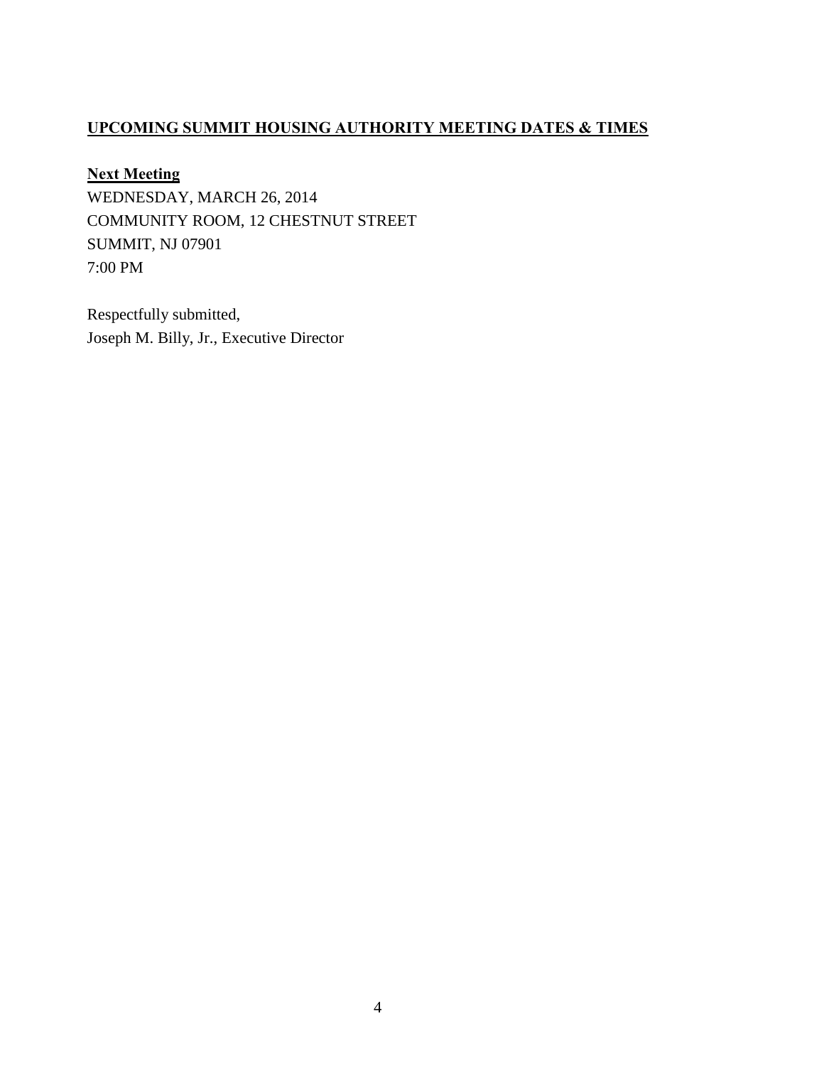## **UPCOMING SUMMIT HOUSING AUTHORITY MEETING DATES & TIMES**

**Next Meeting**

WEDNESDAY, MARCH 26, 2014
COMMUNITY ROOM, 12 CHESTNUT STREET
SUMMIT, NJ 07901
7:00 PM

Respectfully submitted,
Joseph M. Billy, Jr., Executive Director